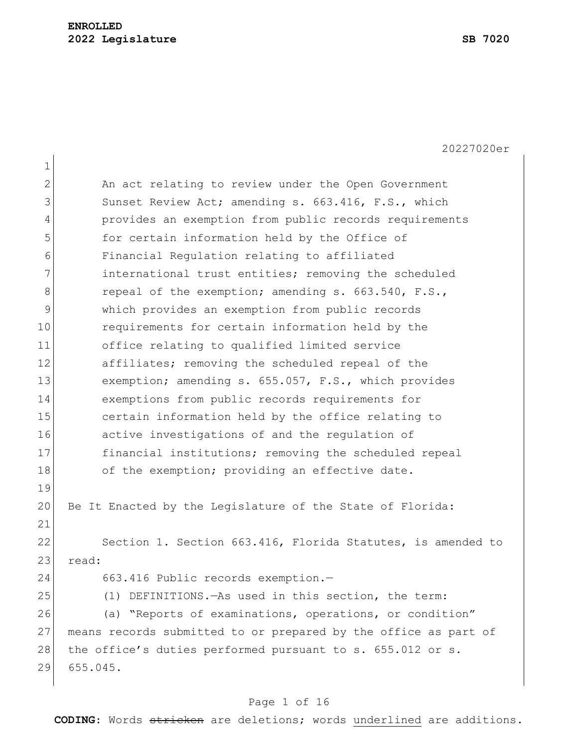**ENROLLED**
**2022 Legislature** **SB 7020**

20227020er

An act relating to review under the Open Government Sunset Review Act; amending s. 663.416, F.S., which provides an exemption from public records requirements for certain information held by the Office of Financial Regulation relating to affiliated international trust entities; removing the scheduled repeal of the exemption; amending s. 663.540, F.S., which provides an exemption from public records requirements for certain information held by the office relating to qualified limited service affiliates; removing the scheduled repeal of the exemption; amending s. 655.057, F.S., which provides exemptions from public records requirements for certain information held by the office relating to active investigations of and the regulation of financial institutions; removing the scheduled repeal of the exemption; providing an effective date.

Be It Enacted by the Legislature of the State of Florida:

Section 1. Section 663.416, Florida Statutes, is amended to read:

663.416 Public records exemption.—

(1) DEFINITIONS.—As used in this section, the term:

(a) "Reports of examinations, operations, or condition" means records submitted to or prepared by the office as part of the office's duties performed pursuant to s. 655.012 or s. 655.045.

**CODING:** Words ~~stricken~~ are deletions; words underlined are additions.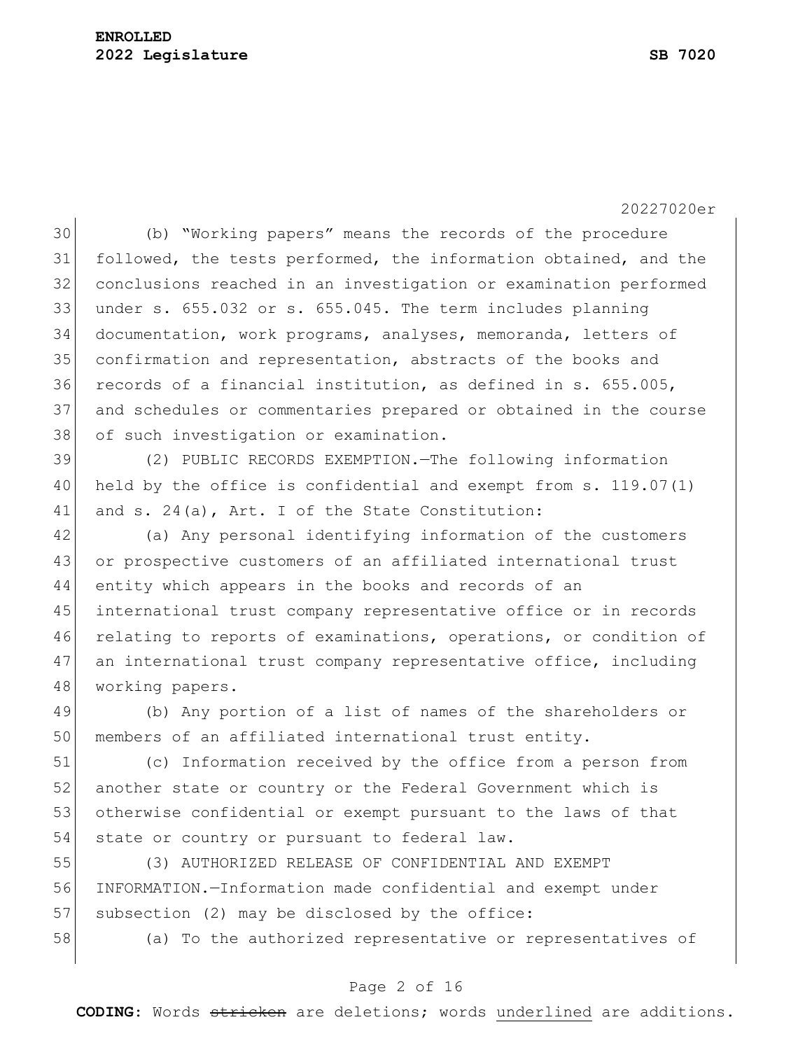(b) "Working papers" means the records of the procedure followed, the tests performed, the information obtained, and the conclusions reached in an investigation or examination performed under s. 655.032 or s. 655.045. The term includes planning documentation, work programs, analyses, memoranda, letters of confirmation and representation, abstracts of the books and records of a financial institution, as defined in s. 655.005, and schedules or commentaries prepared or obtained in the course of such investigation or examination.

(2) PUBLIC RECORDS EXEMPTION.—The following information held by the office is confidential and exempt from s. 119.07(1) and s. 24(a), Art. I of the State Constitution:

(a) Any personal identifying information of the customers or prospective customers of an affiliated international trust entity which appears in the books and records of an international trust company representative office or in records relating to reports of examinations, operations, or condition of an international trust company representative office, including working papers.

(b) Any portion of a list of names of the shareholders or members of an affiliated international trust entity.

(c) Information received by the office from a person from another state or country or the Federal Government which is otherwise confidential or exempt pursuant to the laws of that state or country or pursuant to federal law.

(3) AUTHORIZED RELEASE OF CONFIDENTIAL AND EXEMPT INFORMATION.—Information made confidential and exempt under subsection (2) may be disclosed by the office:

(a) To the authorized representative or representatives of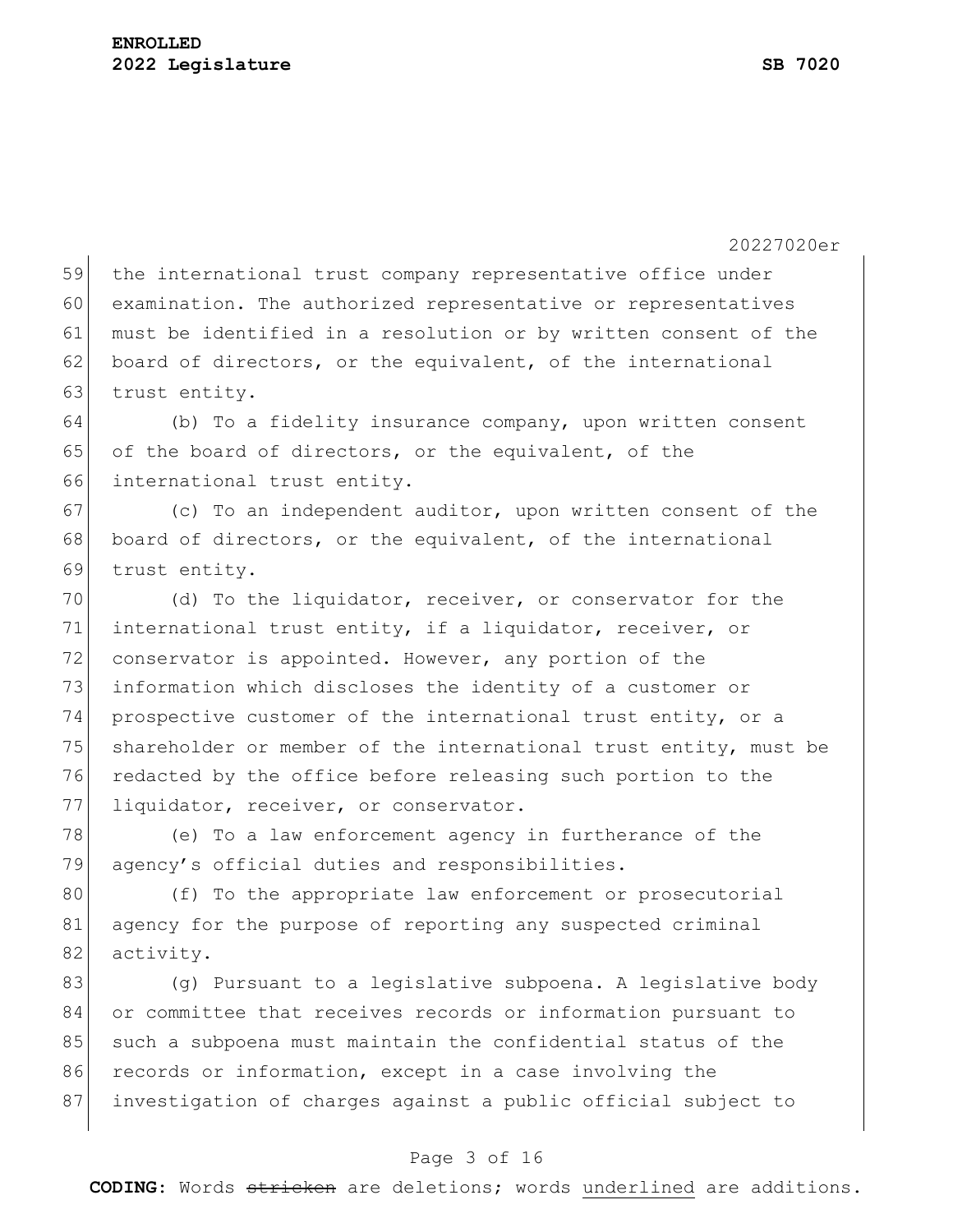the international trust company representative office under examination. The authorized representative or representatives must be identified in a resolution or by written consent of the board of directors, or the equivalent, of the international trust entity.

(b) To a fidelity insurance company, upon written consent of the board of directors, or the equivalent, of the international trust entity.

(c) To an independent auditor, upon written consent of the board of directors, or the equivalent, of the international trust entity.

(d) To the liquidator, receiver, or conservator for the international trust entity, if a liquidator, receiver, or conservator is appointed. However, any portion of the information which discloses the identity of a customer or prospective customer of the international trust entity, or a shareholder or member of the international trust entity, must be redacted by the office before releasing such portion to the liquidator, receiver, or conservator.

(e) To a law enforcement agency in furtherance of the agency's official duties and responsibilities.

(f) To the appropriate law enforcement or prosecutorial agency for the purpose of reporting any suspected criminal activity.

(g) Pursuant to a legislative subpoena. A legislative body or committee that receives records or information pursuant to such a subpoena must maintain the confidential status of the records or information, except in a case involving the investigation of charges against a public official subject to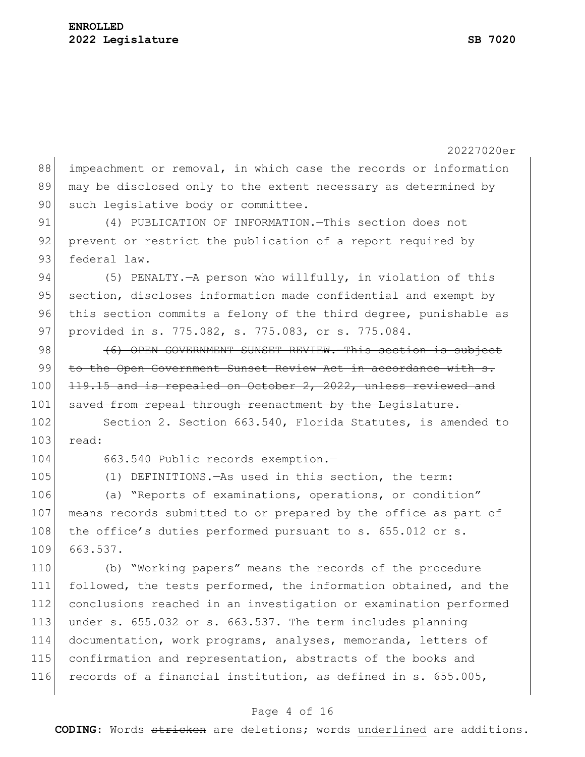impeachment or removal, in which case the records or information may be disclosed only to the extent necessary as determined by such legislative body or committee.

(4) PUBLICATION OF INFORMATION.—This section does not prevent or restrict the publication of a report required by federal law.

(5) PENALTY.—A person who willfully, in violation of this section, discloses information made confidential and exempt by this section commits a felony of the third degree, punishable as provided in s. 775.082, s. 775.083, or s. 775.084.

~~(6) OPEN GOVERNMENT SUNSET REVIEW.—This section is subject to the Open Government Sunset Review Act in accordance with s. 119.15 and is repealed on October 2, 2022, unless reviewed and saved from repeal through reenactment by the Legislature.~~

Section 2. Section 663.540, Florida Statutes, is amended to read:

663.540 Public records exemption.—

(1) DEFINITIONS.—As used in this section, the term:

(a) "Reports of examinations, operations, or condition" means records submitted to or prepared by the office as part of the office's duties performed pursuant to s. 655.012 or s. 663.537.

(b) "Working papers" means the records of the procedure followed, the tests performed, the information obtained, and the conclusions reached in an investigation or examination performed under s. 655.032 or s. 663.537. The term includes planning documentation, work programs, analyses, memoranda, letters of confirmation and representation, abstracts of the books and records of a financial institution, as defined in s. 655.005,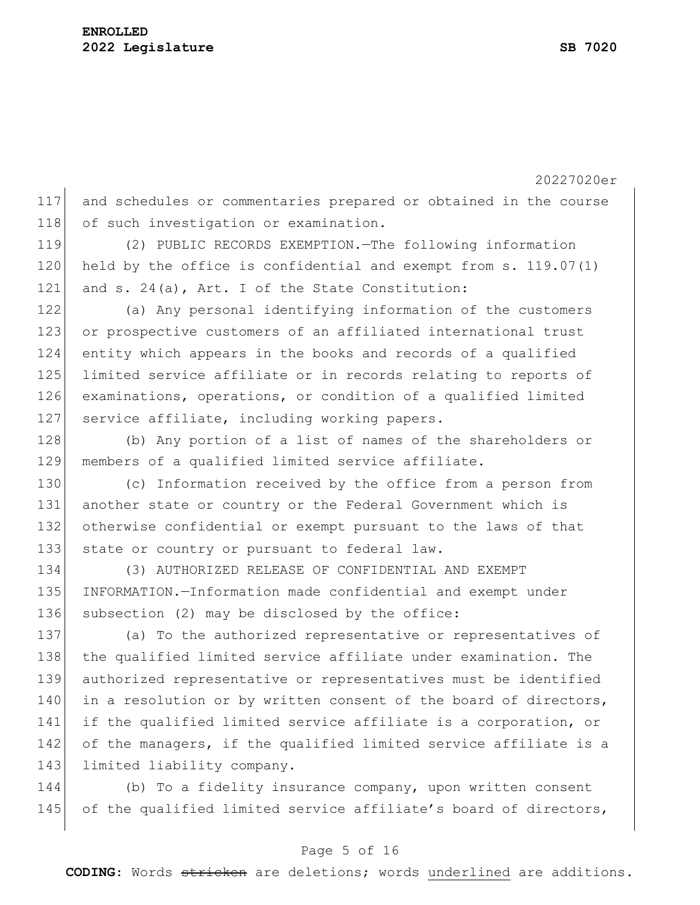and schedules or commentaries prepared or obtained in the course of such investigation or examination.

(2) PUBLIC RECORDS EXEMPTION.—The following information held by the office is confidential and exempt from s. 119.07(1) and s. 24(a), Art. I of the State Constitution:

(a) Any personal identifying information of the customers or prospective customers of an affiliated international trust entity which appears in the books and records of a qualified limited service affiliate or in records relating to reports of examinations, operations, or condition of a qualified limited service affiliate, including working papers.

(b) Any portion of a list of names of the shareholders or members of a qualified limited service affiliate.

(c) Information received by the office from a person from another state or country or the Federal Government which is otherwise confidential or exempt pursuant to the laws of that state or country or pursuant to federal law.

(3) AUTHORIZED RELEASE OF CONFIDENTIAL AND EXEMPT INFORMATION.—Information made confidential and exempt under subsection (2) may be disclosed by the office:

(a) To the authorized representative or representatives of the qualified limited service affiliate under examination. The authorized representative or representatives must be identified in a resolution or by written consent of the board of directors, if the qualified limited service affiliate is a corporation, or of the managers, if the qualified limited service affiliate is a limited liability company.

(b) To a fidelity insurance company, upon written consent of the qualified limited service affiliate's board of directors,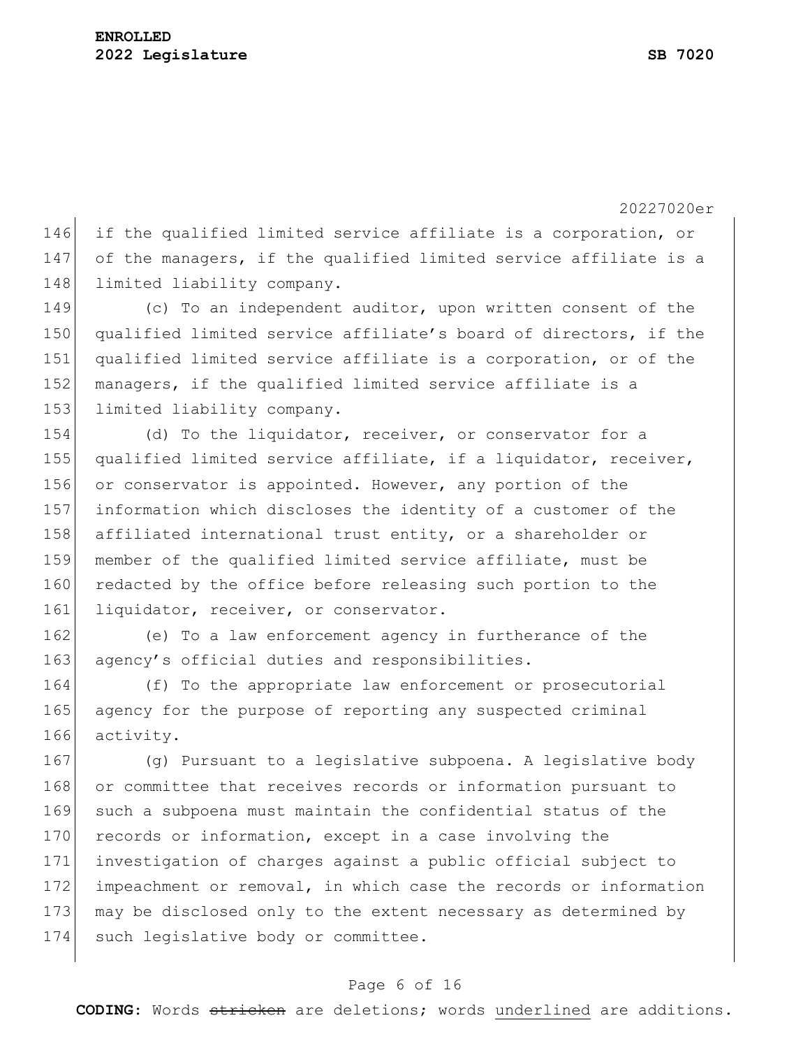if the qualified limited service affiliate is a corporation, or of the managers, if the qualified limited service affiliate is a limited liability company.

(c) To an independent auditor, upon written consent of the qualified limited service affiliate's board of directors, if the qualified limited service affiliate is a corporation, or of the managers, if the qualified limited service affiliate is a limited liability company.

(d) To the liquidator, receiver, or conservator for a qualified limited service affiliate, if a liquidator, receiver, or conservator is appointed. However, any portion of the information which discloses the identity of a customer of the affiliated international trust entity, or a shareholder or member of the qualified limited service affiliate, must be redacted by the office before releasing such portion to the liquidator, receiver, or conservator.

(e) To a law enforcement agency in furtherance of the agency's official duties and responsibilities.

(f) To the appropriate law enforcement or prosecutorial agency for the purpose of reporting any suspected criminal activity.

(g) Pursuant to a legislative subpoena. A legislative body or committee that receives records or information pursuant to such a subpoena must maintain the confidential status of the records or information, except in a case involving the investigation of charges against a public official subject to impeachment or removal, in which case the records or information may be disclosed only to the extent necessary as determined by such legislative body or committee.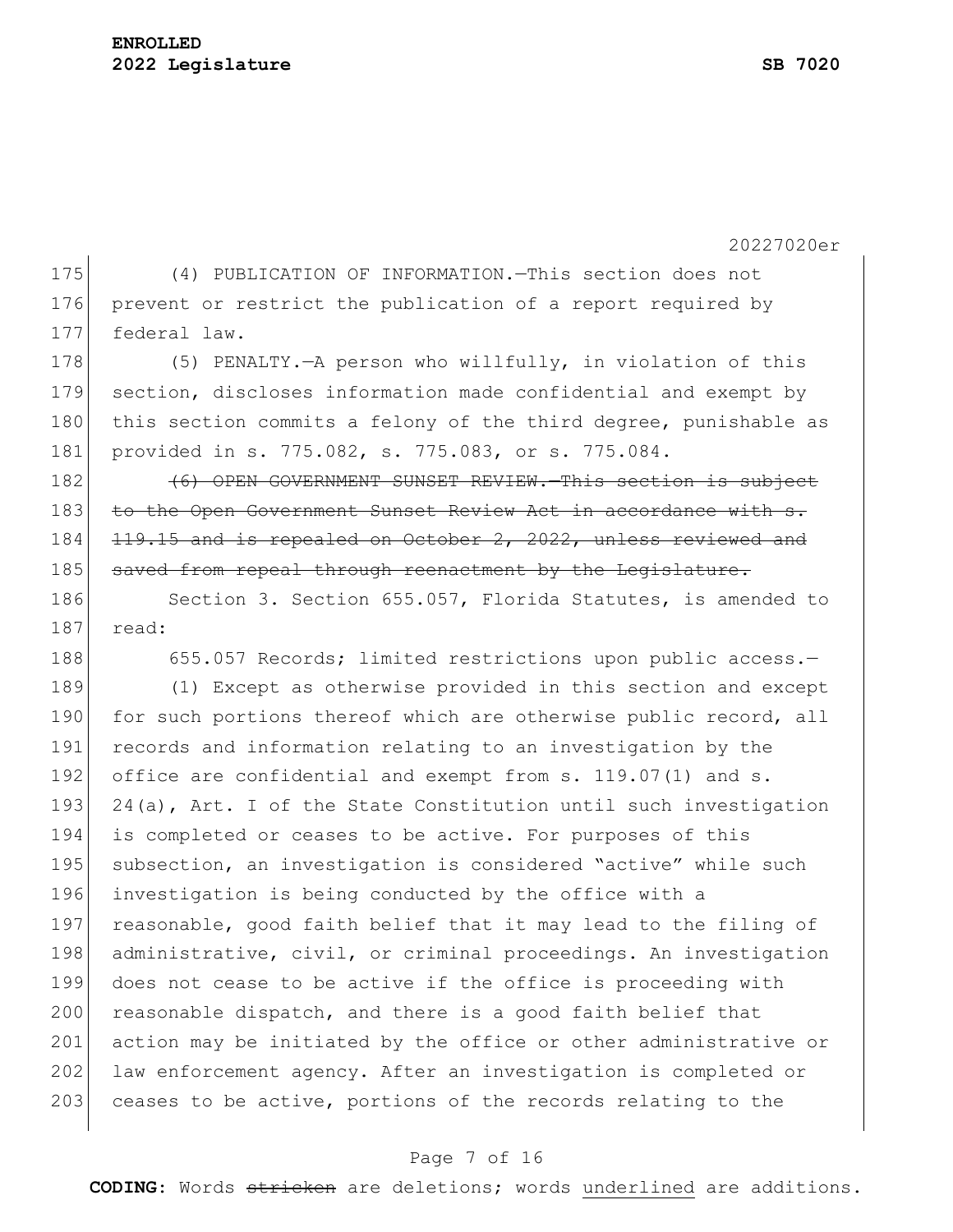(4) PUBLICATION OF INFORMATION.—This section does not prevent or restrict the publication of a report required by federal law.

(5) PENALTY.—A person who willfully, in violation of this section, discloses information made confidential and exempt by this section commits a felony of the third degree, punishable as provided in s. 775.082, s. 775.083, or s. 775.084.

~~(6) OPEN GOVERNMENT SUNSET REVIEW.—This section is subject to the Open Government Sunset Review Act in accordance with s. 119.15 and is repealed on October 2, 2022, unless reviewed and saved from repeal through reenactment by the Legislature.~~

Section 3. Section 655.057, Florida Statutes, is amended to read:

655.057 Records; limited restrictions upon public access.—

(1) Except as otherwise provided in this section and except for such portions thereof which are otherwise public record, all records and information relating to an investigation by the office are confidential and exempt from s. 119.07(1) and s. 24(a), Art. I of the State Constitution until such investigation is completed or ceases to be active. For purposes of this subsection, an investigation is considered "active" while such investigation is being conducted by the office with a reasonable, good faith belief that it may lead to the filing of administrative, civil, or criminal proceedings. An investigation does not cease to be active if the office is proceeding with reasonable dispatch, and there is a good faith belief that action may be initiated by the office or other administrative or law enforcement agency. After an investigation is completed or ceases to be active, portions of the records relating to the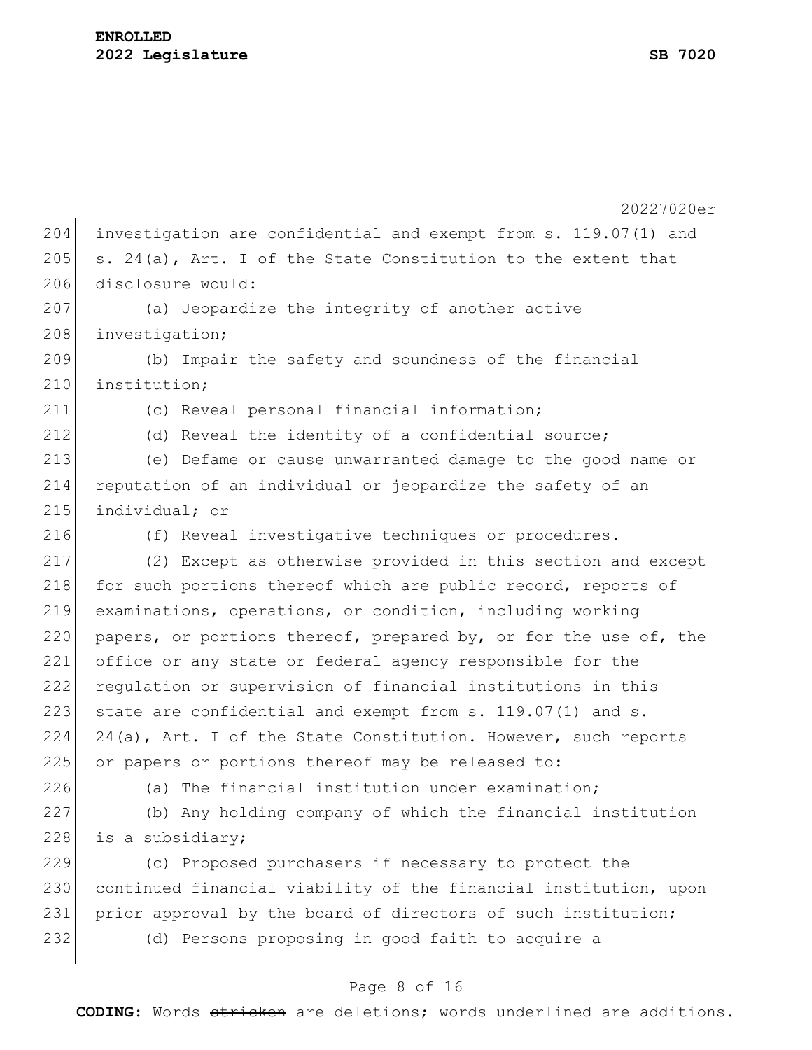investigation are confidential and exempt from s. 119.07(1) and s. 24(a), Art. I of the State Constitution to the extent that disclosure would:

(a) Jeopardize the integrity of another active investigation;

(b) Impair the safety and soundness of the financial institution;

(c) Reveal personal financial information;

(d) Reveal the identity of a confidential source;

(e) Defame or cause unwarranted damage to the good name or reputation of an individual or jeopardize the safety of an individual; or

(f) Reveal investigative techniques or procedures.

(2) Except as otherwise provided in this section and except for such portions thereof which are public record, reports of examinations, operations, or condition, including working papers, or portions thereof, prepared by, or for the use of, the office or any state or federal agency responsible for the regulation or supervision of financial institutions in this state are confidential and exempt from s. 119.07(1) and s. 24(a), Art. I of the State Constitution. However, such reports or papers or portions thereof may be released to:

(a) The financial institution under examination;

(b) Any holding company of which the financial institution is a subsidiary;

(c) Proposed purchasers if necessary to protect the continued financial viability of the financial institution, upon prior approval by the board of directors of such institution;

(d) Persons proposing in good faith to acquire a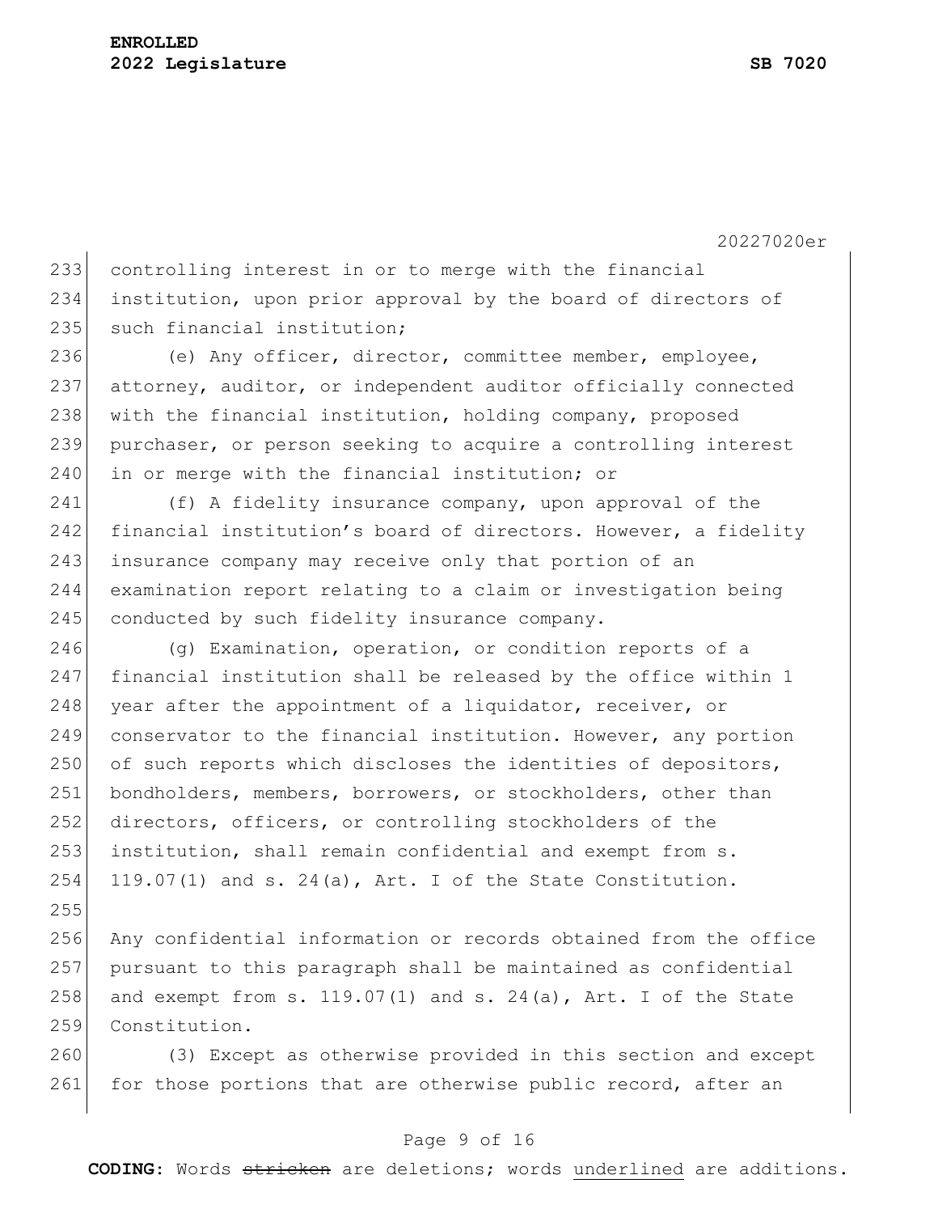controlling interest in or to merge with the financial institution, upon prior approval by the board of directors of such financial institution;

(e) Any officer, director, committee member, employee, attorney, auditor, or independent auditor officially connected with the financial institution, holding company, proposed purchaser, or person seeking to acquire a controlling interest in or merge with the financial institution; or

(f) A fidelity insurance company, upon approval of the financial institution's board of directors. However, a fidelity insurance company may receive only that portion of an examination report relating to a claim or investigation being conducted by such fidelity insurance company.

(g) Examination, operation, or condition reports of a financial institution shall be released by the office within 1 year after the appointment of a liquidator, receiver, or conservator to the financial institution. However, any portion of such reports which discloses the identities of depositors, bondholders, members, borrowers, or stockholders, other than directors, officers, or controlling stockholders of the institution, shall remain confidential and exempt from s. 119.07(1) and s. 24(a), Art. I of the State Constitution.

Any confidential information or records obtained from the office pursuant to this paragraph shall be maintained as confidential and exempt from s. 119.07(1) and s. 24(a), Art. I of the State Constitution.

(3) Except as otherwise provided in this section and except for those portions that are otherwise public record, after an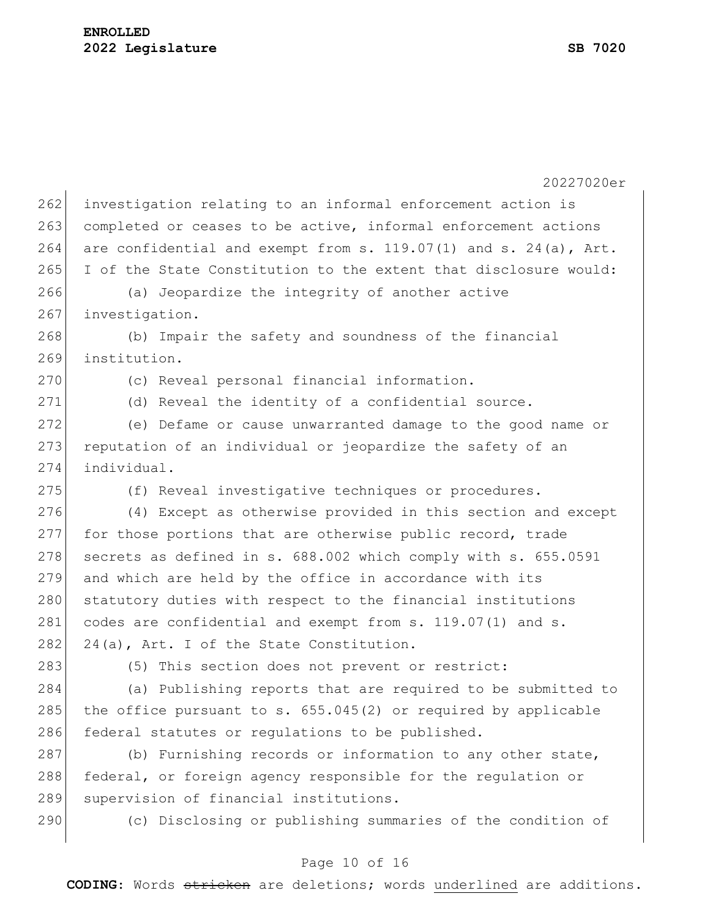investigation relating to an informal enforcement action is completed or ceases to be active, informal enforcement actions are confidential and exempt from s. 119.07(1) and s. 24(a), Art. I of the State Constitution to the extent that disclosure would:

(a) Jeopardize the integrity of another active investigation.

(b) Impair the safety and soundness of the financial institution.

(c) Reveal personal financial information.

(d) Reveal the identity of a confidential source.

(e) Defame or cause unwarranted damage to the good name or reputation of an individual or jeopardize the safety of an individual.

(f) Reveal investigative techniques or procedures.

(4) Except as otherwise provided in this section and except for those portions that are otherwise public record, trade secrets as defined in s. 688.002 which comply with s. 655.0591 and which are held by the office in accordance with its statutory duties with respect to the financial institutions codes are confidential and exempt from s. 119.07(1) and s. 24(a), Art. I of the State Constitution.

(5) This section does not prevent or restrict:

(a) Publishing reports that are required to be submitted to the office pursuant to s. 655.045(2) or required by applicable federal statutes or regulations to be published.

(b) Furnishing records or information to any other state, federal, or foreign agency responsible for the regulation or supervision of financial institutions.

(c) Disclosing or publishing summaries of the condition of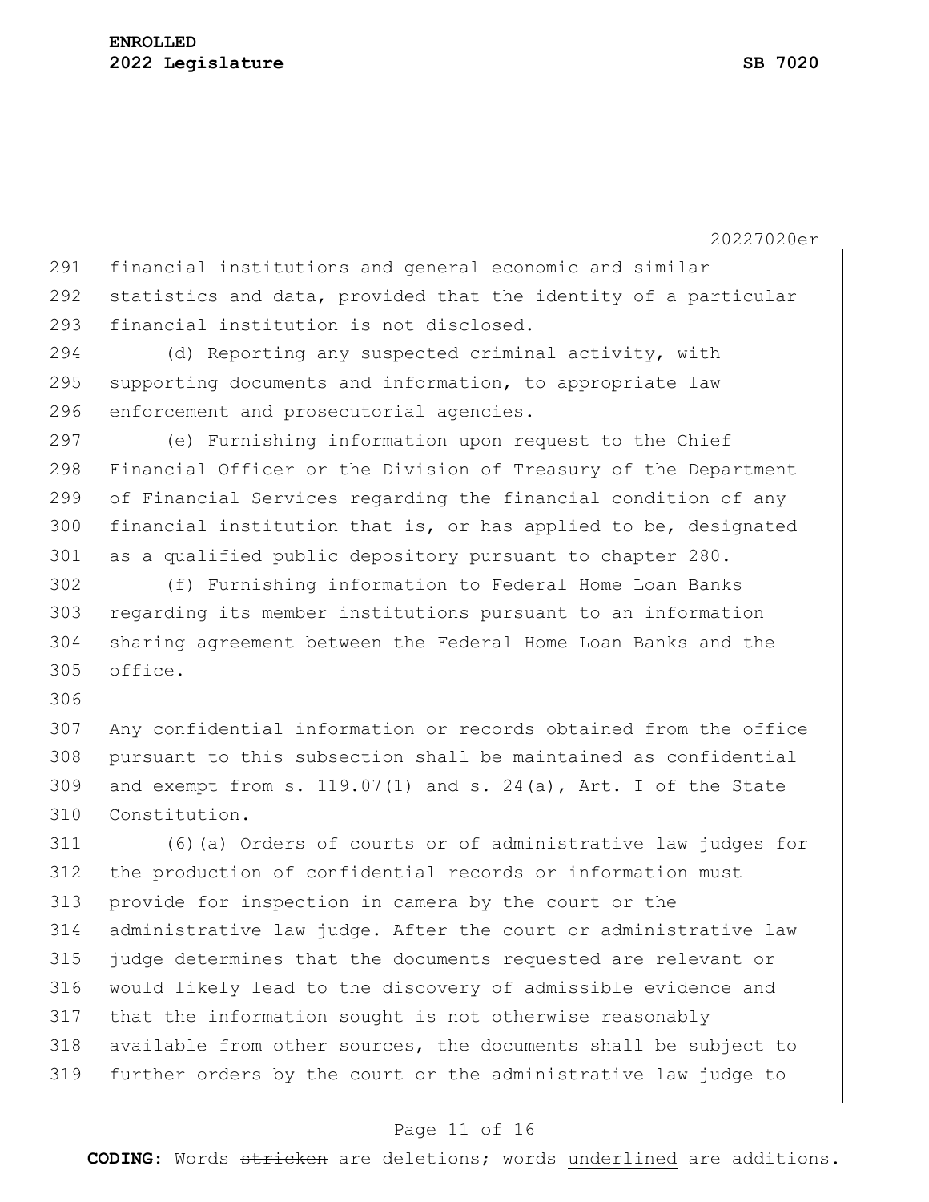financial institutions and general economic and similar statistics and data, provided that the identity of a particular financial institution is not disclosed.

(d) Reporting any suspected criminal activity, with supporting documents and information, to appropriate law enforcement and prosecutorial agencies.

(e) Furnishing information upon request to the Chief Financial Officer or the Division of Treasury of the Department of Financial Services regarding the financial condition of any financial institution that is, or has applied to be, designated as a qualified public depository pursuant to chapter 280.

(f) Furnishing information to Federal Home Loan Banks regarding its member institutions pursuant to an information sharing agreement between the Federal Home Loan Banks and the office.

Any confidential information or records obtained from the office pursuant to this subsection shall be maintained as confidential and exempt from s. 119.07(1) and s. 24(a), Art. I of the State Constitution.

(6)(a) Orders of courts or of administrative law judges for the production of confidential records or information must provide for inspection in camera by the court or the administrative law judge. After the court or administrative law judge determines that the documents requested are relevant or would likely lead to the discovery of admissible evidence and that the information sought is not otherwise reasonably available from other sources, the documents shall be subject to further orders by the court or the administrative law judge to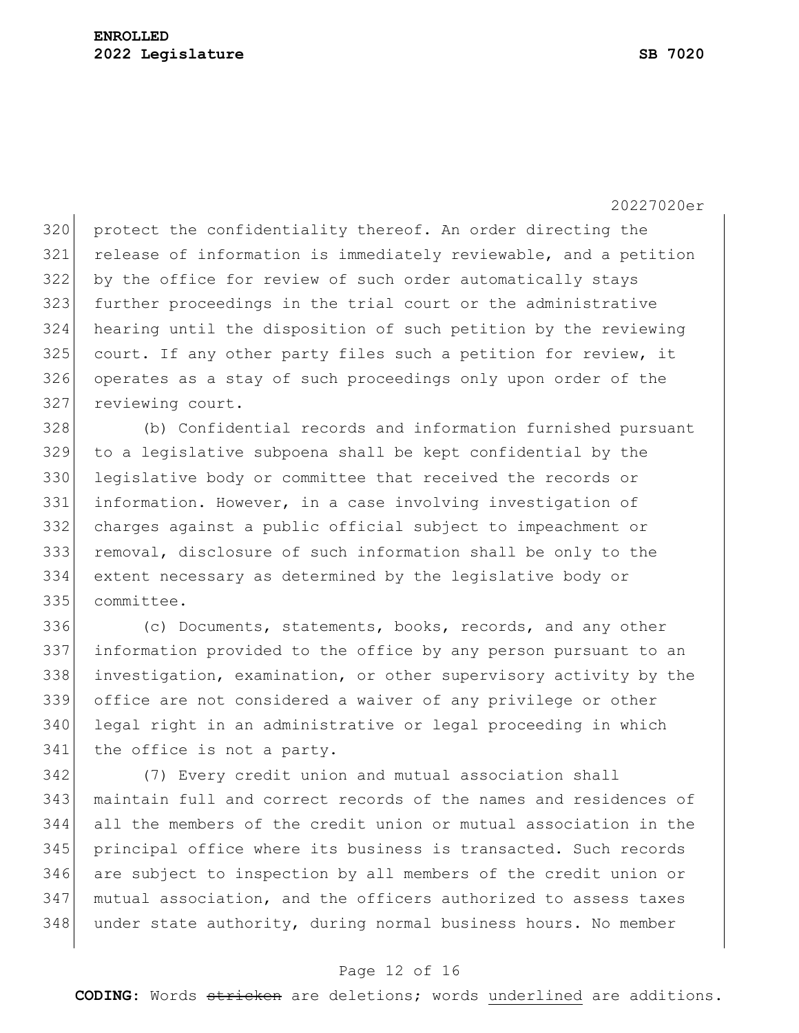protect the confidentiality thereof. An order directing the release of information is immediately reviewable, and a petition by the office for review of such order automatically stays further proceedings in the trial court or the administrative hearing until the disposition of such petition by the reviewing court. If any other party files such a petition for review, it operates as a stay of such proceedings only upon order of the reviewing court.

(b) Confidential records and information furnished pursuant to a legislative subpoena shall be kept confidential by the legislative body or committee that received the records or information. However, in a case involving investigation of charges against a public official subject to impeachment or removal, disclosure of such information shall be only to the extent necessary as determined by the legislative body or committee.

(c) Documents, statements, books, records, and any other information provided to the office by any person pursuant to an investigation, examination, or other supervisory activity by the office are not considered a waiver of any privilege or other legal right in an administrative or legal proceeding in which the office is not a party.

(7) Every credit union and mutual association shall maintain full and correct records of the names and residences of all the members of the credit union or mutual association in the principal office where its business is transacted. Such records are subject to inspection by all members of the credit union or mutual association, and the officers authorized to assess taxes under state authority, during normal business hours. No member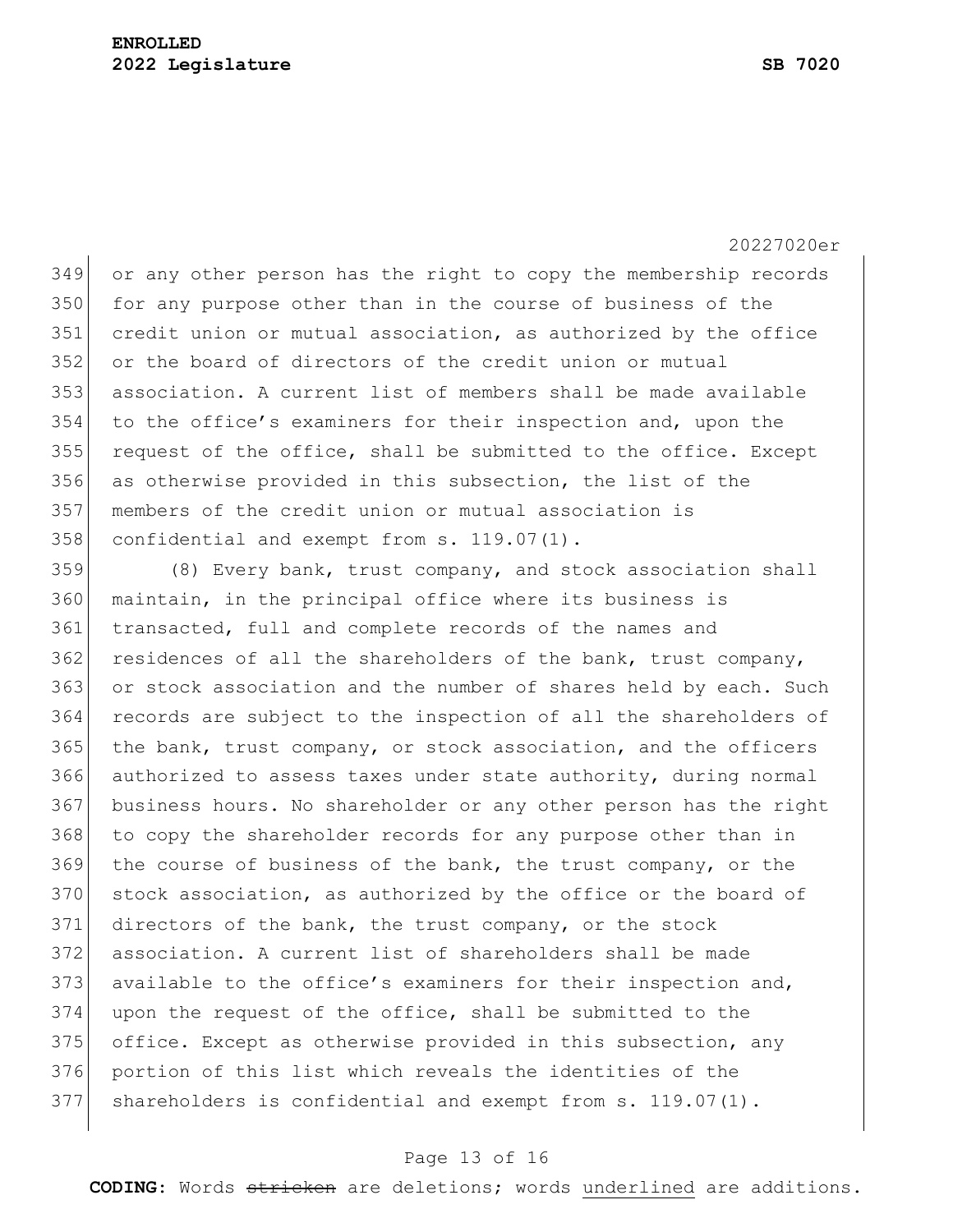or any other person has the right to copy the membership records for any purpose other than in the course of business of the credit union or mutual association, as authorized by the office or the board of directors of the credit union or mutual association. A current list of members shall be made available to the office's examiners for their inspection and, upon the request of the office, shall be submitted to the office. Except as otherwise provided in this subsection, the list of the members of the credit union or mutual association is confidential and exempt from s. 119.07(1).

(8) Every bank, trust company, and stock association shall maintain, in the principal office where its business is transacted, full and complete records of the names and residences of all the shareholders of the bank, trust company, or stock association and the number of shares held by each. Such records are subject to the inspection of all the shareholders of the bank, trust company, or stock association, and the officers authorized to assess taxes under state authority, during normal business hours. No shareholder or any other person has the right to copy the shareholder records for any purpose other than in the course of business of the bank, the trust company, or the stock association, as authorized by the office or the board of directors of the bank, the trust company, or the stock association. A current list of shareholders shall be made available to the office's examiners for their inspection and, upon the request of the office, shall be submitted to the office. Except as otherwise provided in this subsection, any portion of this list which reveals the identities of the shareholders is confidential and exempt from s. 119.07(1).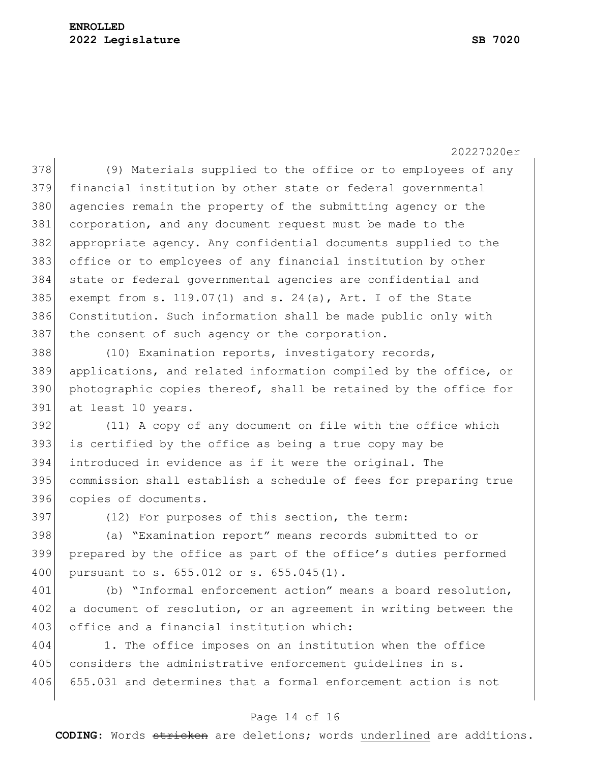(9) Materials supplied to the office or to employees of any financial institution by other state or federal governmental agencies remain the property of the submitting agency or the corporation, and any document request must be made to the appropriate agency. Any confidential documents supplied to the office or to employees of any financial institution by other state or federal governmental agencies are confidential and exempt from s. 119.07(1) and s. 24(a), Art. I of the State Constitution. Such information shall be made public only with the consent of such agency or the corporation.

(10) Examination reports, investigatory records, applications, and related information compiled by the office, or photographic copies thereof, shall be retained by the office for at least 10 years.

(11) A copy of any document on file with the office which is certified by the office as being a true copy may be introduced in evidence as if it were the original. The commission shall establish a schedule of fees for preparing true copies of documents.

(12) For purposes of this section, the term:

(a) "Examination report" means records submitted to or prepared by the office as part of the office's duties performed pursuant to s. 655.012 or s. 655.045(1).

(b) "Informal enforcement action" means a board resolution, a document of resolution, or an agreement in writing between the office and a financial institution which:

1. The office imposes on an institution when the office considers the administrative enforcement guidelines in s. 655.031 and determines that a formal enforcement action is not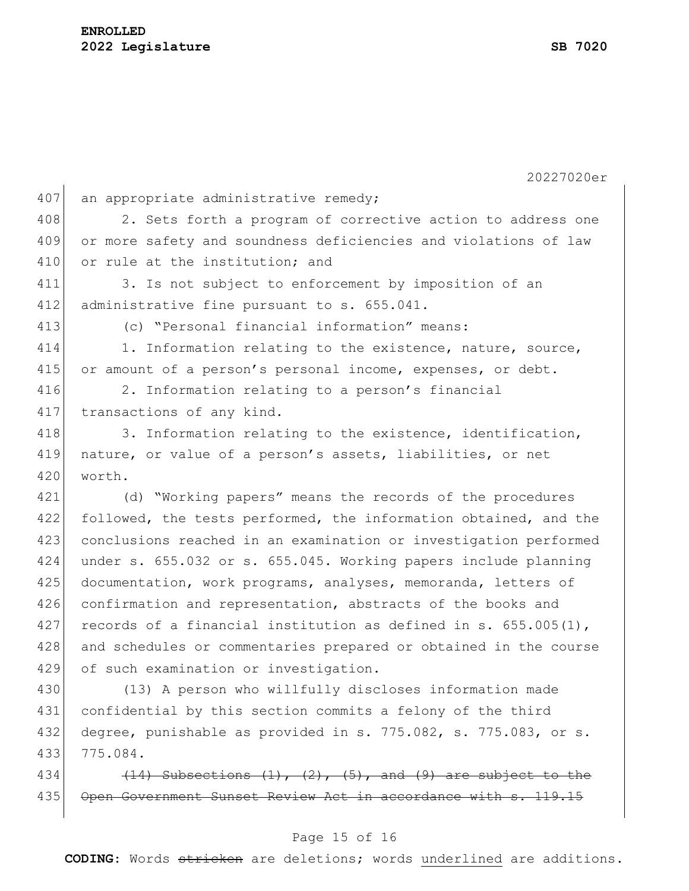an appropriate administrative remedy;

2. Sets forth a program of corrective action to address one or more safety and soundness deficiencies and violations of law or rule at the institution; and

3. Is not subject to enforcement by imposition of an administrative fine pursuant to s. 655.041.

(c) "Personal financial information" means:

1. Information relating to the existence, nature, source, or amount of a person's personal income, expenses, or debt.

2. Information relating to a person's financial transactions of any kind.

3. Information relating to the existence, identification, nature, or value of a person's assets, liabilities, or net worth.

(d) "Working papers" means the records of the procedures followed, the tests performed, the information obtained, and the conclusions reached in an examination or investigation performed under s. 655.032 or s. 655.045. Working papers include planning documentation, work programs, analyses, memoranda, letters of confirmation and representation, abstracts of the books and records of a financial institution as defined in s. 655.005(1), and schedules or commentaries prepared or obtained in the course of such examination or investigation.

(13) A person who willfully discloses information made confidential by this section commits a felony of the third degree, punishable as provided in s. 775.082, s. 775.083, or s. 775.084.

~~(14) Subsections (1), (2), (5), and (9) are subject to the Open Government Sunset Review Act in accordance with s. 119.15~~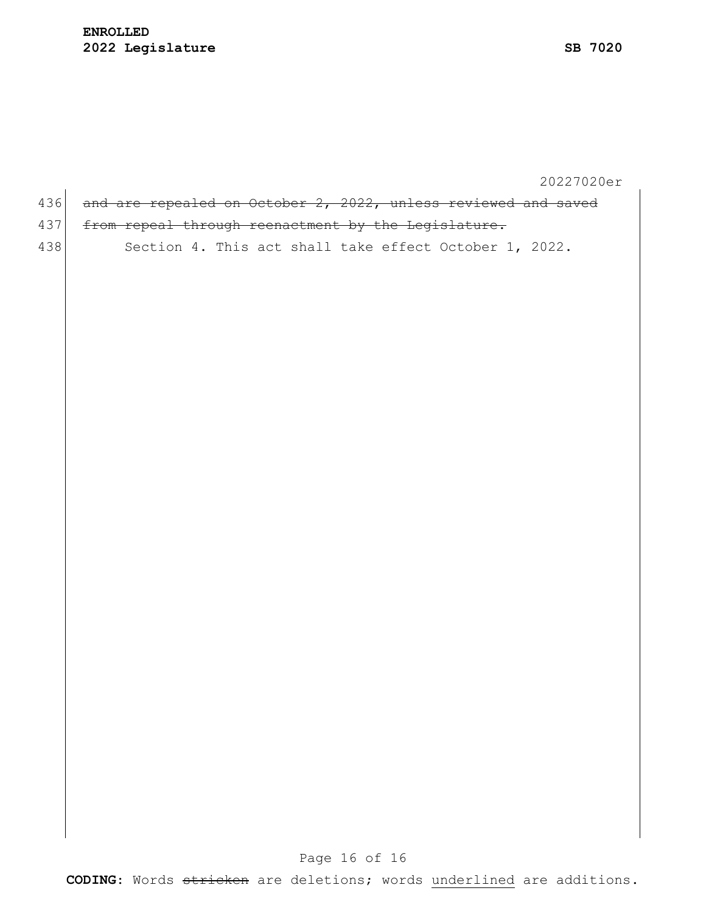436 ~~and are repealed on October 2, 2022, unless reviewed and saved~~
437 ~~from repeal through reenactment by the Legislature.~~
438 Section 4. This act shall take effect October 1, 2022.